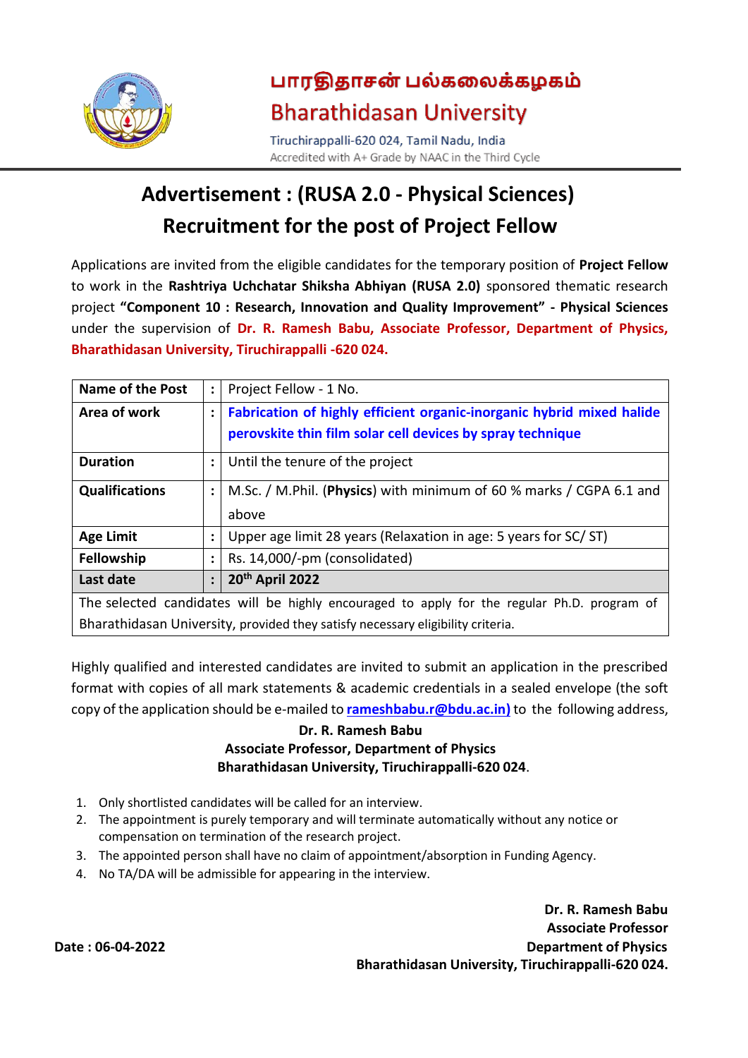# பாரதிதாசன் பல்கலைக்கழகம்

# Bharathidasan University

Tiruchirappalli-620 024, Tamil Nadu, India

Accredited with A+ Grade by NAAC in the Third Cycle

## Advertisement : (RUSA 2.0 - Physical Sciences)

## Recruitment for the post of Project Fellow

Applications are invited from the eligible candidates for the temporary position of **Project Fellow** to work in the **Rashtriya Uchchatar Shiksha Abhiyan (RUSA 2.0)** sponsored thematic research project **"Component 10 : Research, Innovation and Quality Improvement" - Physical Sciences** under the supervision of **Dr. R. Ramesh Babu, Associate Professor, Department of Physics, Bharathidasan University, Tiruchirappalli -620 024.**

| | | |
|---|---|---|
| **Name of the Post** | **:** | Project Fellow - 1 No. |
| **Area of work** | **:** | **Fabrication of highly efficient organic-inorganic hybrid mixed halide perovskite thin film solar cell devices by spray technique** |
| **Duration** | **:** | Until the tenure of the project |
| **Qualifications** | **:** | M.Sc. / M.Phil. (**Physics**) with minimum of 60 % marks / CGPA 6.1 and above |
| **Age Limit** | **:** | Upper age limit 28 years (Relaxation in age: 5 years for SC/ ST) |
| **Fellowship** | **:** | Rs. 14,000/-pm (consolidated) |
| **Last date** | **:** | **20th April 2022** |
| The selected candidates will be highly encouraged to apply for the regular Ph.D. program of Bharathidasan University, provided they satisfy necessary eligibility criteria. | | |

Highly qualified and interested candidates are invited to submit an application in the prescribed format with copies of all mark statements & academic credentials in a sealed envelope (the soft copy of the application should be e-mailed to **rameshbabu.r@bdu.ac.in)** to the following address,

**Dr. R. Ramesh Babu**
**Associate Professor, Department of Physics**
**Bharathidasan University, Tiruchirappalli-620 024**.

1. Only shortlisted candidates will be called for an interview.
2. The appointment is purely temporary and will terminate automatically without any notice or compensation on termination of the research project.
3. The appointed person shall have no claim of appointment/absorption in Funding Agency.
4. No TA/DA will be admissible for appearing in the interview.

**Date : 06-04-2022**

**Dr. R. Ramesh Babu**
**Associate Professor**
**Department of Physics**
**Bharathidasan University, Tiruchirappalli-620 024.**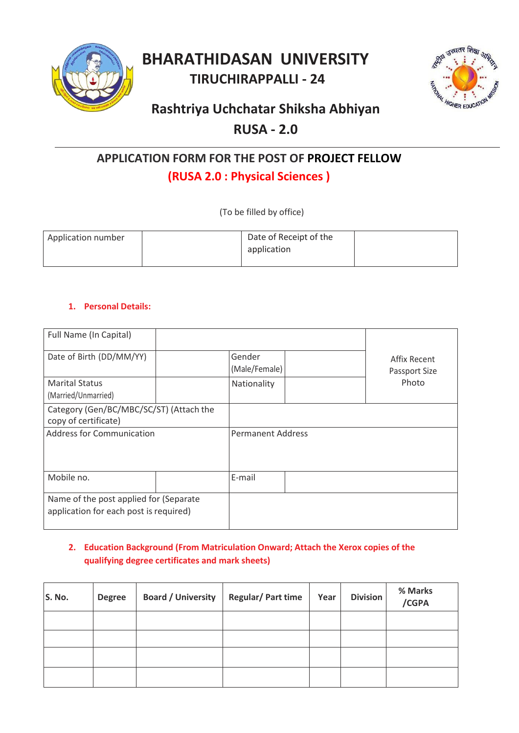# BHARATHIDASAN UNIVERSITY

## TIRUCHIRAPPALLI - 24

## Rashtriya Uchchatar Shiksha Abhiyan

## RUSA - 2.0

---

### APPLICATION FORM FOR THE POST OF **PROJECT FELLOW**

### (RUSA 2.0 : Physical Sciences )

(To be filled by office)

| Application number | | Date of Receipt of the application | |
|---|---|---|---|

**1. Personal Details:**

| Full Name (In Capital) | | | | Affix Recent Passport Size Photo |
|---|---|---|---|---|
| Date of Birth (DD/MM/YY) | | Gender (Male/Female) | | |
| Marital Status (Married/Unmarried) | | Nationality | | |
| Category (Gen/BC/MBC/SC/ST) (Attach the copy of certificate) | | | | |
| Address for Communication | | Permanent Address | | |
| Mobile no. | | E-mail | | |
| Name of the post applied for (Separate application for each post is required) | | | | |

**2. Education Background (From Matriculation Onward; Attach the Xerox copies of the qualifying degree certificates and mark sheets)**

| S. No. | Degree | Board / University | Regular/ Part time | Year | Division | % Marks /CGPA |
|---|---|---|---|---|---|---|
| | | | | | | |
| | | | | | | |
| | | | | | | |
| | | | | | | |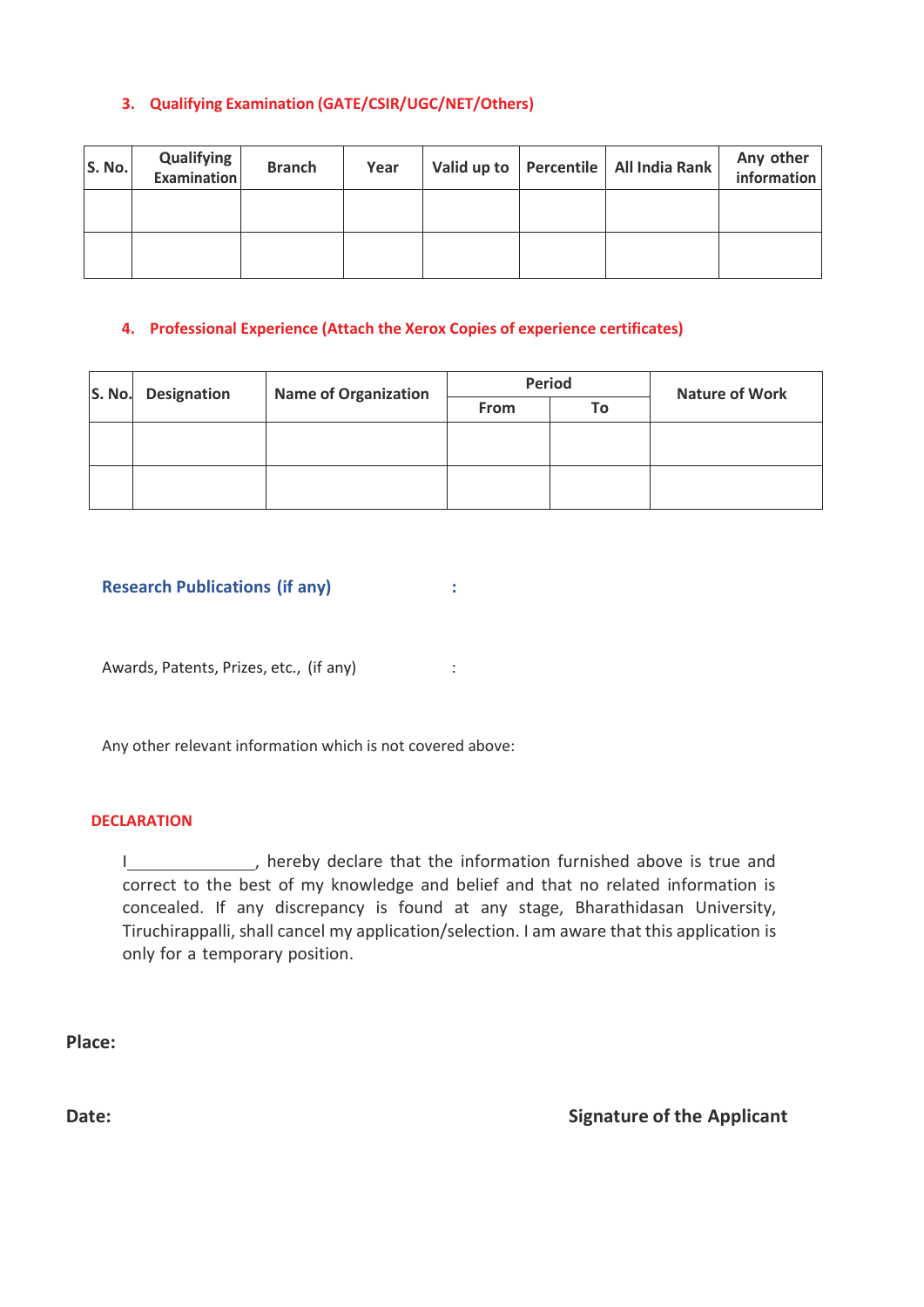### 3. Qualifying Examination (GATE/CSIR/UGC/NET/Others)

| S. No. | Qualifying Examination | Branch | Year | Valid up to | Percentile | All India Rank | Any other information |
|---|---|---|---|---|---|---|---|
| | | | | | | | |
| | | | | | | | |

### 4. Professional Experience (Attach the Xerox Copies of experience certificates)

| S. No. | Designation | Name of Organization | Period | | Nature of Work |
|---|---|---|---|---|---|
| | | | From | To | |
| | | | | | |
| | | | | | |

**Research Publications (if any)** :

Awards, Patents, Prizes, etc., (if any) :

Any other relevant information which is not covered above:

**DECLARATION**

I_______________, hereby declare that the information furnished above is true and correct to the best of my knowledge and belief and that no related information is concealed. If any discrepancy is found at any stage, Bharathidasan University, Tiruchirappalli, shall cancel my application/selection. I am aware that this application is only for a temporary position.

**Place:**

**Date:** **Signature of the Applicant**